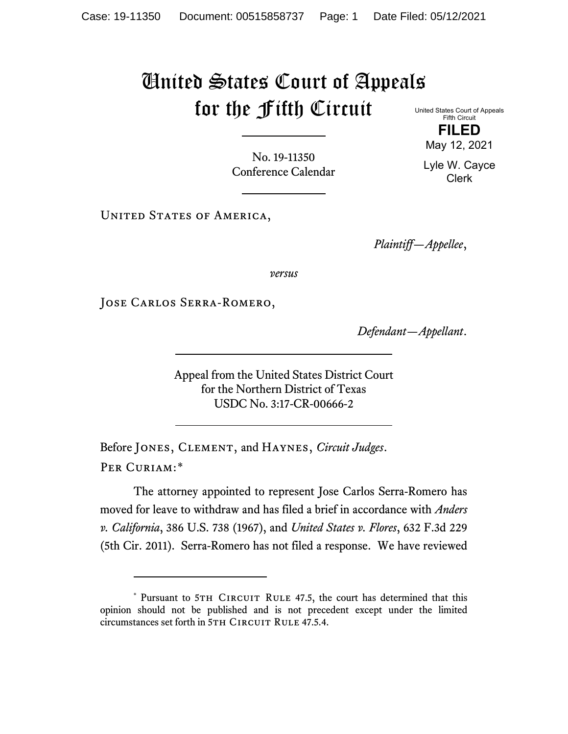# United States Court of Appeals for the Fifth Circuit

United States Court of Appeals
Fifth Circuit

**FILED**

May 12, 2021

Lyle W. Cayce
Clerk

No. 19-11350
Conference Calendar

United States of America,

*Plaintiff—Appellee*,

*versus*

Jose Carlos Serra-Romero,

*Defendant—Appellant*.

Appeal from the United States District Court
for the Northern District of Texas
USDC No. 3:17-CR-00666-2

Before Jones, Clement, and Haynes, *Circuit Judges*.

Per Curiam:*

The attorney appointed to represent Jose Carlos Serra-Romero has moved for leave to withdraw and has filed a brief in accordance with *Anders v. California*, 386 U.S. 738 (1967), and *United States v. Flores*, 632 F.3d 229 (5th Cir. 2011). Serra-Romero has not filed a response. We have reviewed

---

\* Pursuant to 5th Circuit Rule 47.5, the court has determined that this opinion should not be published and is not precedent except under the limited circumstances set forth in 5th Circuit Rule 47.5.4.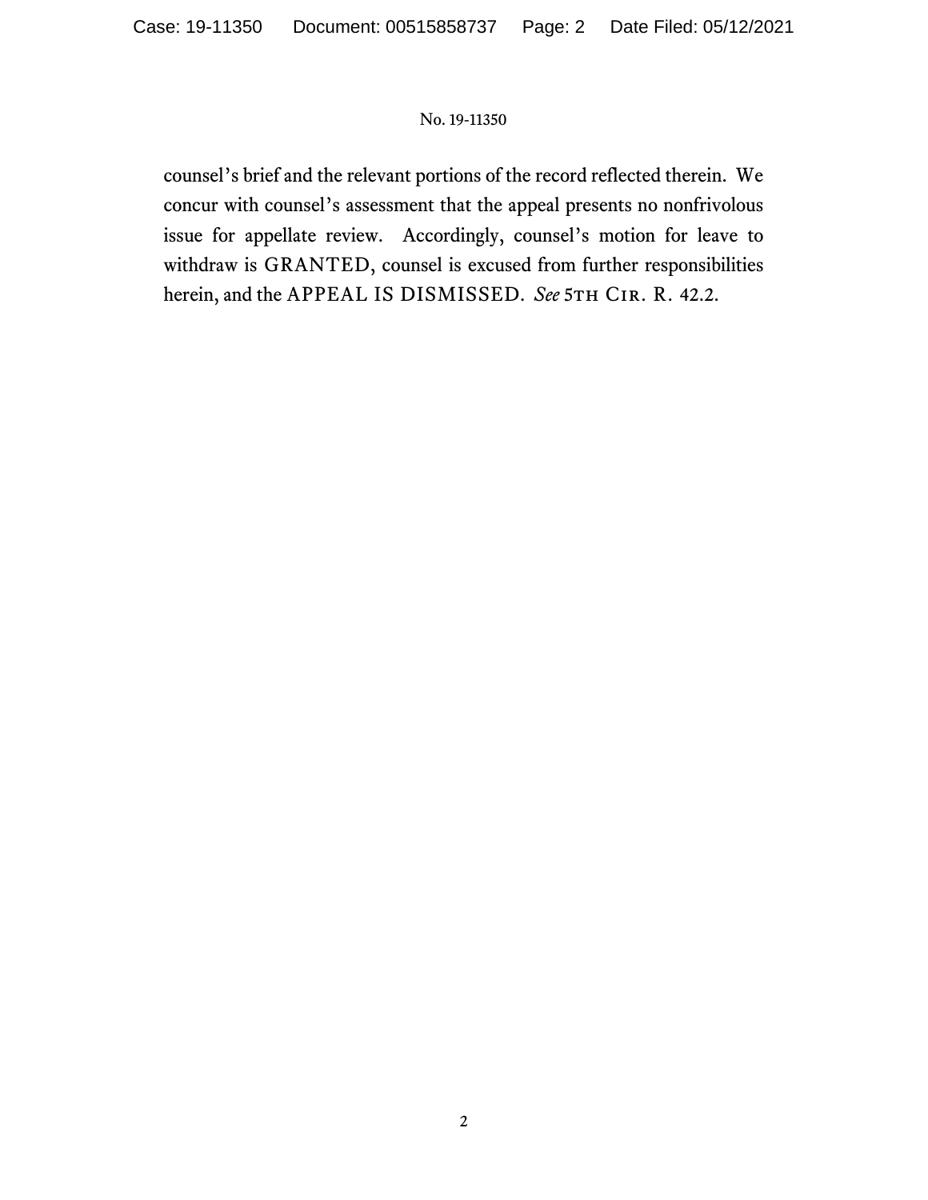counsel's brief and the relevant portions of the record reflected therein. We concur with counsel's assessment that the appeal presents no nonfrivolous issue for appellate review. Accordingly, counsel's motion for leave to withdraw is GRANTED, counsel is excused from further responsibilities herein, and the APPEAL IS DISMISSED. *See* 5TH CIR. R. 42.2.